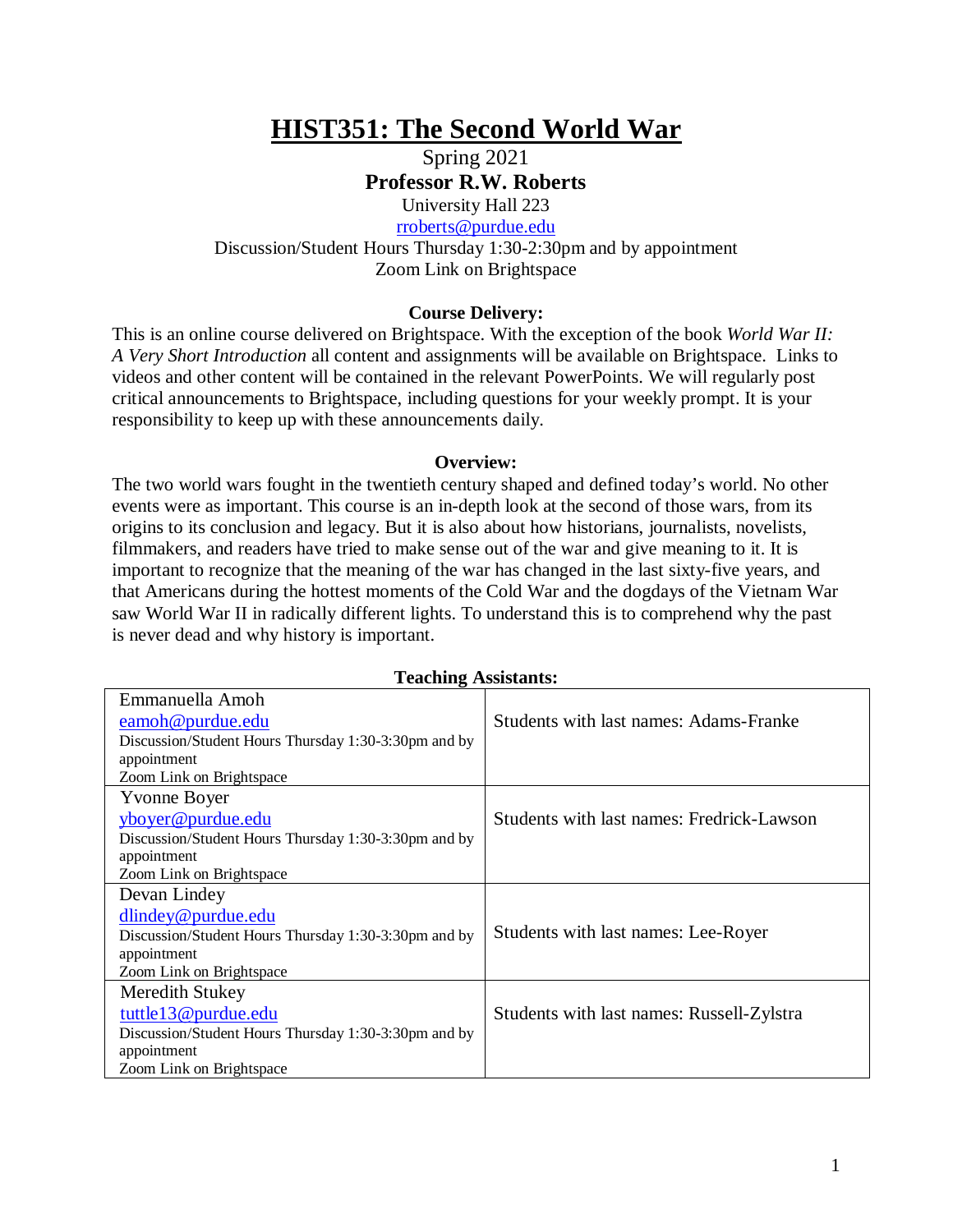# HIST351: The Second World War

Spring 2021

**Professor R.W. Roberts**

University Hall 223

rroberts@purdue.edu

Discussion/Student Hours Thursday 1:30-2:30pm and by appointment

Zoom Link on Brightspace

### Course Delivery:

This is an online course delivered on Brightspace. With the exception of the book *World War II: A Very Short Introduction* all content and assignments will be available on Brightspace. Links to videos and other content will be contained in the relevant PowerPoints. We will regularly post critical announcements to Brightspace, including questions for your weekly prompt. It is your responsibility to keep up with these announcements daily.

### Overview:

The two world wars fought in the twentieth century shaped and defined today's world. No other events were as important. This course is an in-depth look at the second of those wars, from its origins to its conclusion and legacy. But it is also about how historians, journalists, novelists, filmmakers, and readers have tried to make sense out of the war and give meaning to it. It is important to recognize that the meaning of the war has changed in the last sixty-five years, and that Americans during the hottest moments of the Cold War and the dogdays of the Vietnam War saw World War II in radically different lights. To understand this is to comprehend why the past is never dead and why history is important.

### Teaching Assistants:

| Teaching Assistant | Students |
|---|---|
| Emmanuella Amoh<br>eamoh@purdue.edu<br>Discussion/Student Hours Thursday 1:30-3:30pm and by appointment<br>Zoom Link on Brightspace | Students with last names: Adams-Franke |
| Yvonne Boyer<br>yboyer@purdue.edu<br>Discussion/Student Hours Thursday 1:30-3:30pm and by appointment<br>Zoom Link on Brightspace | Students with last names: Fredrick-Lawson |
| Devan Lindey<br>dlindey@purdue.edu<br>Discussion/Student Hours Thursday 1:30-3:30pm and by appointment<br>Zoom Link on Brightspace | Students with last names: Lee-Royer |
| Meredith Stukey<br>tuttle13@purdue.edu<br>Discussion/Student Hours Thursday 1:30-3:30pm and by appointment<br>Zoom Link on Brightspace | Students with last names: Russell-Zylstra |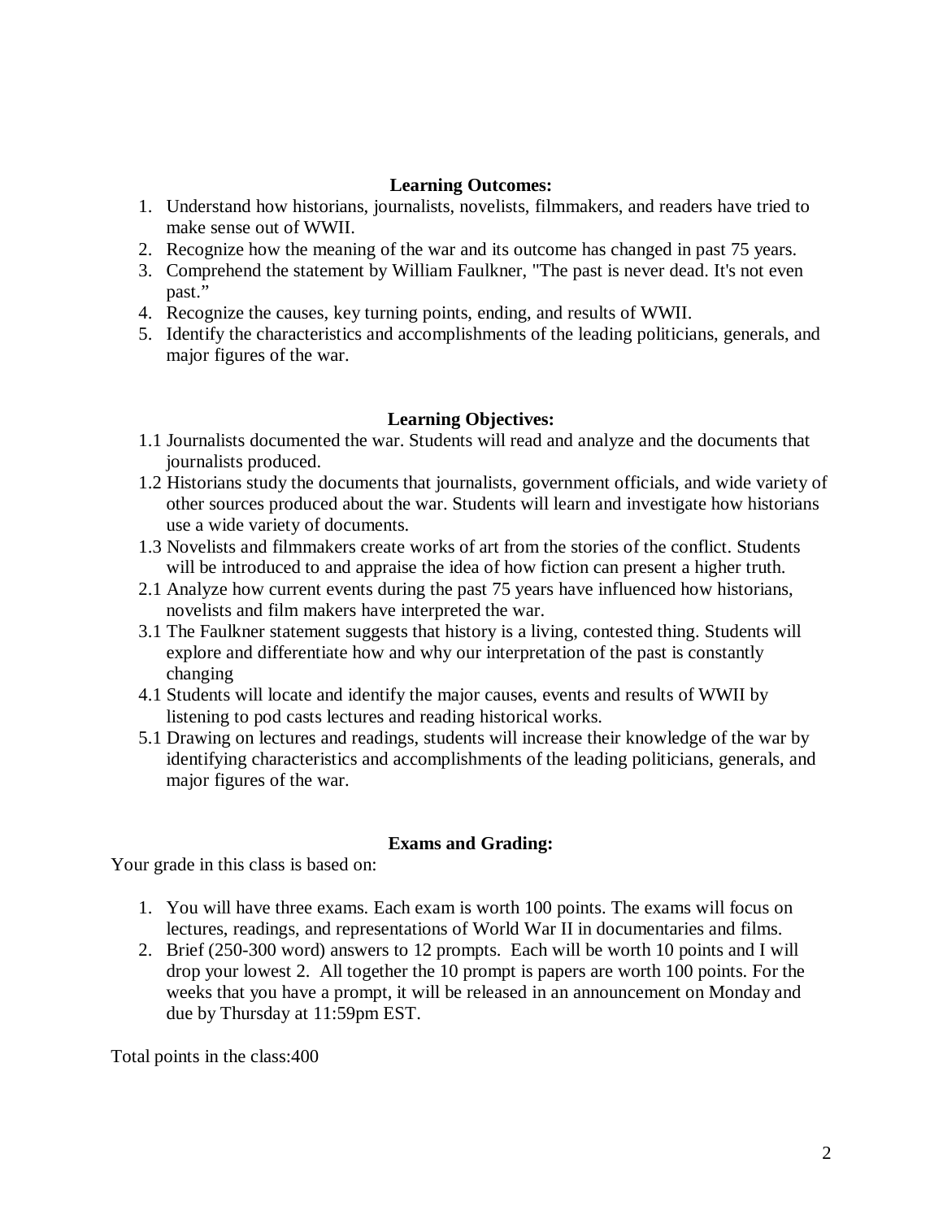## Learning Outcomes:

1. Understand how historians, journalists, novelists, filmmakers, and readers have tried to make sense out of WWII.
2. Recognize how the meaning of the war and its outcome has changed in past 75 years.
3. Comprehend the statement by William Faulkner, "The past is never dead. It's not even past."
4. Recognize the causes, key turning points, ending, and results of WWII.
5. Identify the characteristics and accomplishments of the leading politicians, generals, and major figures of the war.

## Learning Objectives:

1.1 Journalists documented the war. Students will read and analyze and the documents that journalists produced.

1.2 Historians study the documents that journalists, government officials, and wide variety of other sources produced about the war. Students will learn and investigate how historians use a wide variety of documents.

1.3 Novelists and filmmakers create works of art from the stories of the conflict. Students will be introduced to and appraise the idea of how fiction can present a higher truth.

2.1 Analyze how current events during the past 75 years have influenced how historians, novelists and film makers have interpreted the war.

3.1 The Faulkner statement suggests that history is a living, contested thing. Students will explore and differentiate how and why our interpretation of the past is constantly changing

4.1 Students will locate and identify the major causes, events and results of WWII by listening to pod casts lectures and reading historical works.

5.1 Drawing on lectures and readings, students will increase their knowledge of the war by identifying characteristics and accomplishments of the leading politicians, generals, and major figures of the war.

## Exams and Grading:

Your grade in this class is based on:

1. You will have three exams. Each exam is worth 100 points. The exams will focus on lectures, readings, and representations of World War II in documentaries and films.
2. Brief (250-300 word) answers to 12 prompts. Each will be worth 10 points and I will drop your lowest 2. All together the 10 prompt is papers are worth 100 points. For the weeks that you have a prompt, it will be released in an announcement on Monday and due by Thursday at 11:59pm EST.

Total points in the class:400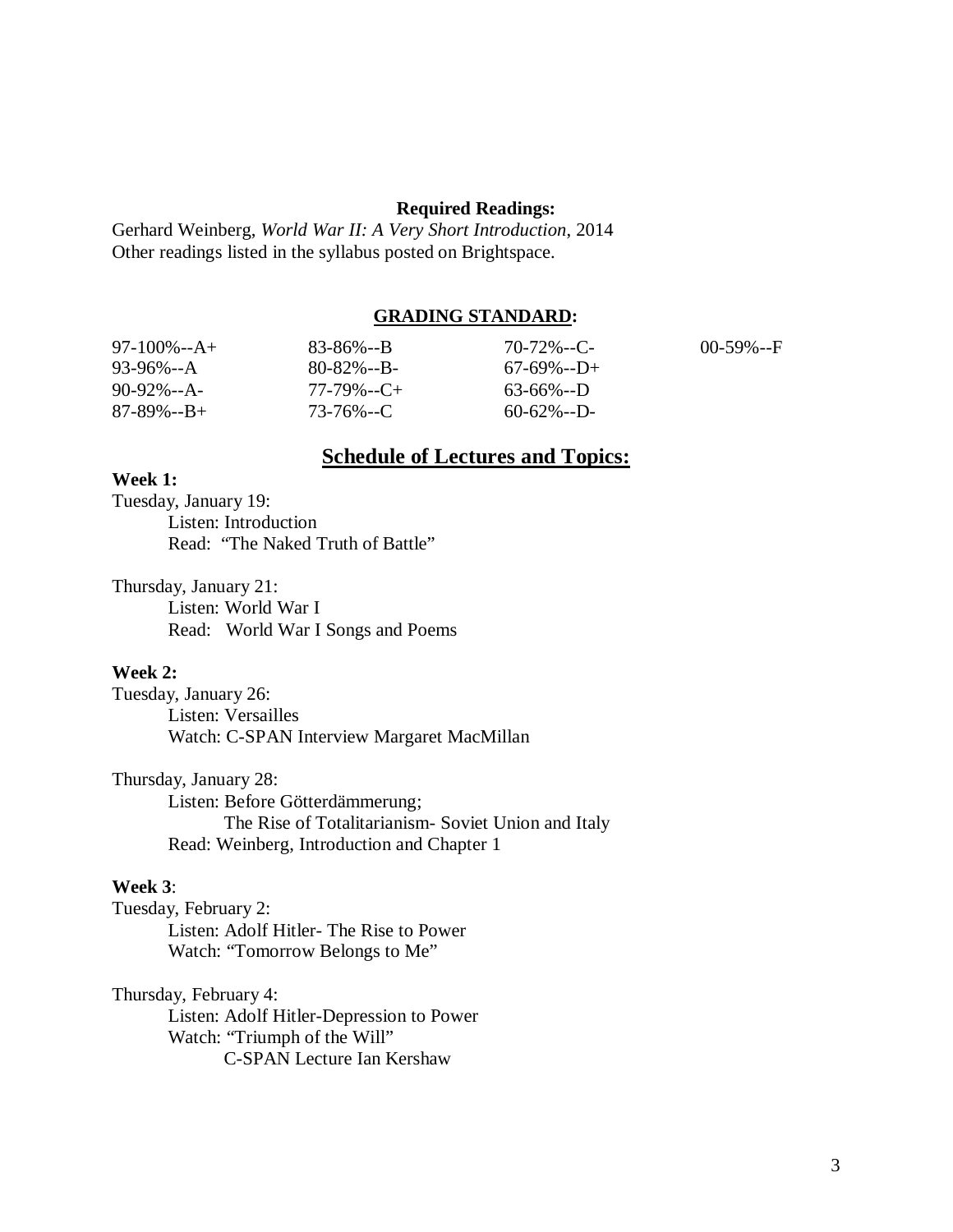**Required Readings:**

Gerhard Weinberg, *World War II: A Very Short Introduction*, 2014
Other readings listed in the syllabus posted on Brightspace.

**GRADING STANDARD:**

| | | | |
|---|---|---|---|
| 97-100%--A+ | 83-86%--B | 70-72%--C- | 00-59%--F |
| 93-96%--A | 80-82%--B- | 67-69%--D+ | |
| 90-92%--A- | 77-79%--C+ | 63-66%--D | |
| 87-89%--B+ | 73-76%--C | 60-62%--D- | |

## Schedule of Lectures and Topics:

**Week 1:**

Tuesday, January 19:
- Listen: Introduction
- Read: "The Naked Truth of Battle"

Thursday, January 21:
- Listen: World War I
- Read: World War I Songs and Poems

**Week 2:**

Tuesday, January 26:
- Listen: Versailles
- Watch: C-SPAN Interview Margaret MacMillan

Thursday, January 28:
- Listen: Before Götterdämmerung;
  - The Rise of Totalitarianism- Soviet Union and Italy
- Read: Weinberg, Introduction and Chapter 1

**Week 3**:

Tuesday, February 2:
- Listen: Adolf Hitler- The Rise to Power
- Watch: "Tomorrow Belongs to Me"

Thursday, February 4:
- Listen: Adolf Hitler-Depression to Power
- Watch: "Triumph of the Will"
  - C-SPAN Lecture Ian Kershaw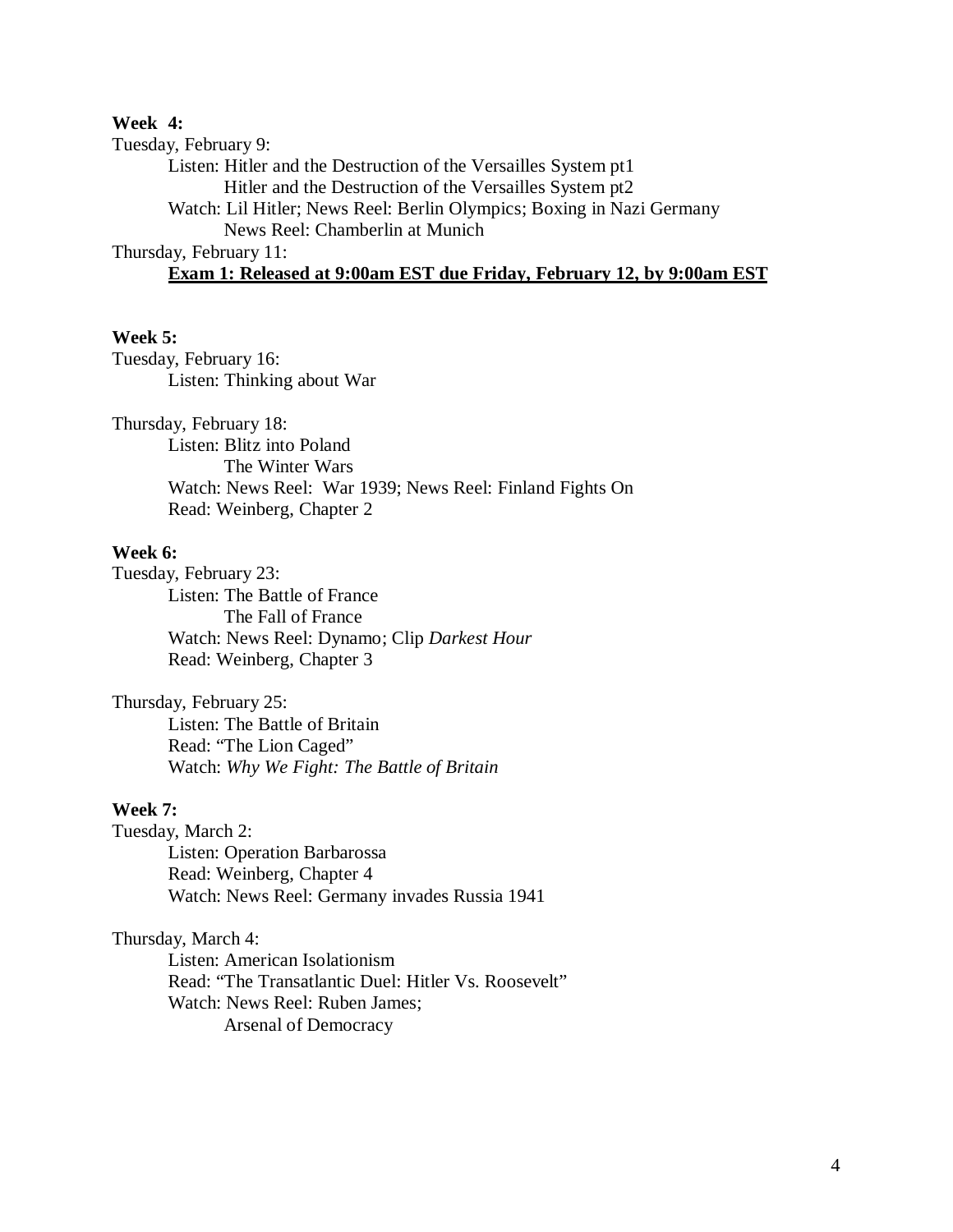**Week 4:**

Tuesday, February 9:

Listen: Hitler and the Destruction of the Versailles System pt1
Hitler and the Destruction of the Versailles System pt2

Watch: Lil Hitler; News Reel: Berlin Olympics; Boxing in Nazi Germany
News Reel: Chamberlin at Munich

Thursday, February 11:

**Exam 1: Released at 9:00am EST due Friday, February 12, by 9:00am EST**

**Week 5:**

Tuesday, February 16:

Listen: Thinking about War

Thursday, February 18:

Listen: Blitz into Poland
The Winter Wars

Watch: News Reel: War 1939; News Reel: Finland Fights On

Read: Weinberg, Chapter 2

**Week 6:**

Tuesday, February 23:

Listen: The Battle of France
The Fall of France

Watch: News Reel: Dynamo; Clip *Darkest Hour*

Read: Weinberg, Chapter 3

Thursday, February 25:

Listen: The Battle of Britain

Read: "The Lion Caged"

Watch: *Why We Fight: The Battle of Britain*

**Week 7:**

Tuesday, March 2:

Listen: Operation Barbarossa

Read: Weinberg, Chapter 4

Watch: News Reel: Germany invades Russia 1941

Thursday, March 4:

Listen: American Isolationism

Read: "The Transatlantic Duel: Hitler Vs. Roosevelt"

Watch: News Reel: Ruben James;
Arsenal of Democracy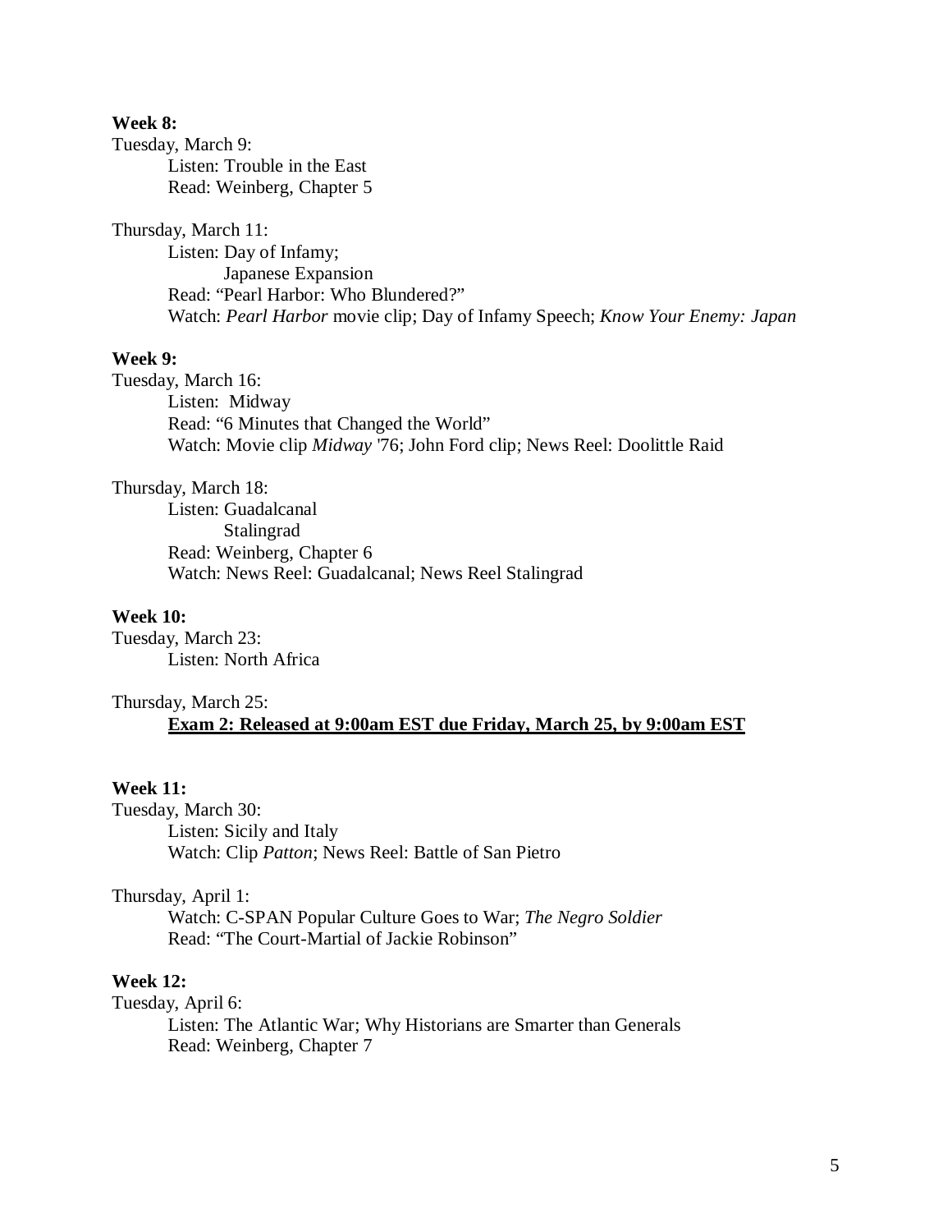**Week 8:**

Tuesday, March 9:

Listen: Trouble in the East

Read: Weinberg, Chapter 5

Thursday, March 11:

Listen: Day of Infamy;

Japanese Expansion

Read: "Pearl Harbor: Who Blundered?"

Watch: *Pearl Harbor* movie clip; Day of Infamy Speech; *Know Your Enemy: Japan*

**Week 9:**

Tuesday, March 16:

Listen: Midway

Read: "6 Minutes that Changed the World"

Watch: Movie clip *Midway* '76; John Ford clip; News Reel: Doolittle Raid

Thursday, March 18:

Listen: Guadalcanal

Stalingrad

Read: Weinberg, Chapter 6

Watch: News Reel: Guadalcanal; News Reel Stalingrad

**Week 10:**

Tuesday, March 23:

Listen: North Africa

Thursday, March 25:

**Exam 2: Released at 9:00am EST due Friday, March 25, by 9:00am EST**

**Week 11:**

Tuesday, March 30:

Listen: Sicily and Italy

Watch: Clip *Patton*; News Reel: Battle of San Pietro

Thursday, April 1:

Watch: C-SPAN Popular Culture Goes to War; *The Negro Soldier*

Read: "The Court-Martial of Jackie Robinson"

**Week 12:**

Tuesday, April 6:

Listen: The Atlantic War; Why Historians are Smarter than Generals

Read: Weinberg, Chapter 7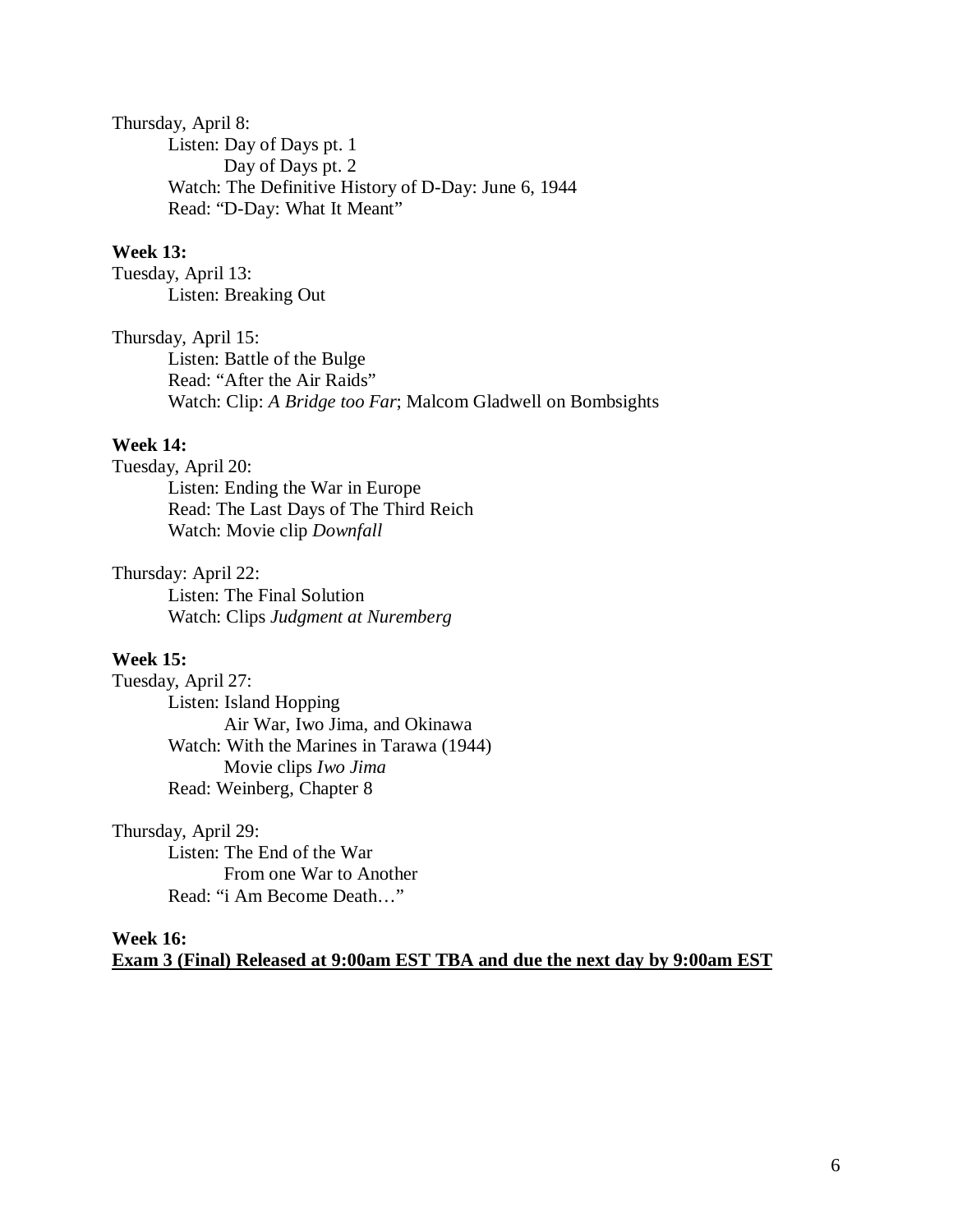Thursday, April 8:

Listen: Day of Days pt. 1

Day of Days pt. 2

Watch: The Definitive History of D-Day: June 6, 1944

Read: “D-Day: What It Meant”

**Week 13:**

Tuesday, April 13:

Listen: Breaking Out

Thursday, April 15:

Listen: Battle of the Bulge

Read: “After the Air Raids”

Watch: Clip: *A Bridge too Far*; Malcom Gladwell on Bombsights

**Week 14:**

Tuesday, April 20:

Listen: Ending the War in Europe

Read: The Last Days of The Third Reich

Watch: Movie clip *Downfall*

Thursday: April 22:

Listen: The Final Solution

Watch: Clips *Judgment at Nuremberg*

**Week 15:**

Tuesday, April 27:

Listen: Island Hopping

Air War, Iwo Jima, and Okinawa

Watch: With the Marines in Tarawa (1944)

Movie clips *Iwo Jima*

Read: Weinberg, Chapter 8

Thursday, April 29:

Listen: The End of the War

From one War to Another

Read: “i Am Become Death…”

**Week 16:**

**Exam 3 (Final) Released at 9:00am EST TBA and due the next day by 9:00am EST**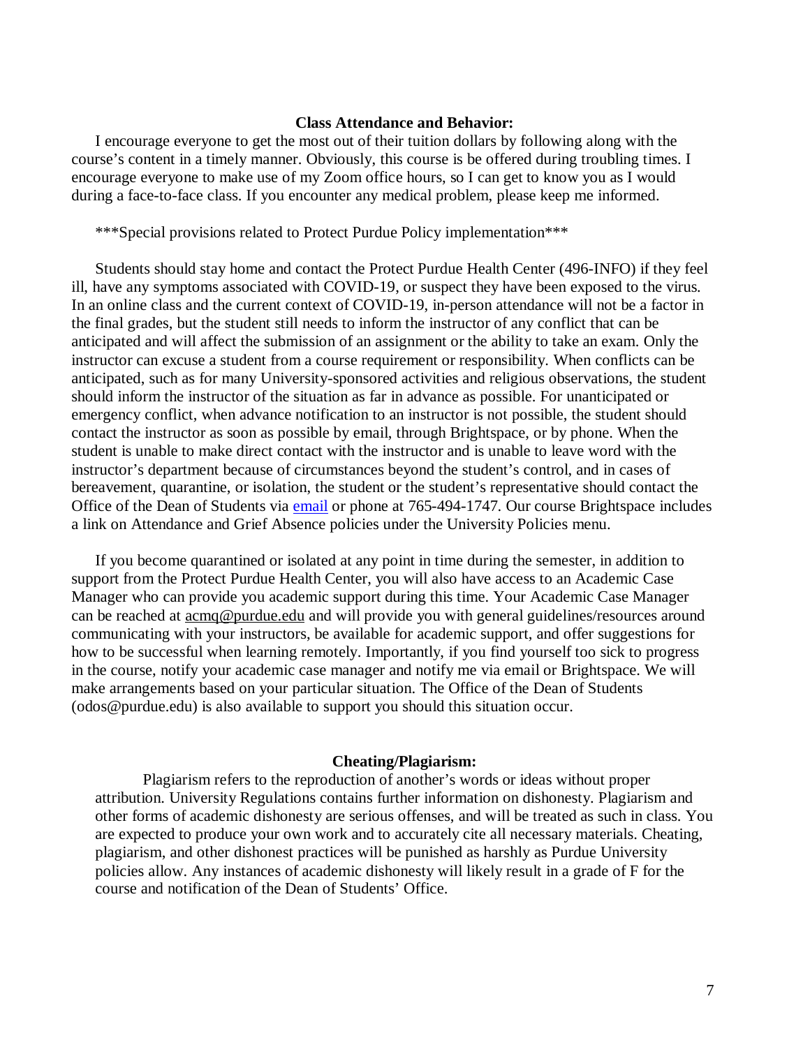### Class Attendance and Behavior:

I encourage everyone to get the most out of their tuition dollars by following along with the course's content in a timely manner. Obviously, this course is be offered during troubling times. I encourage everyone to make use of my Zoom office hours, so I can get to know you as I would during a face-to-face class. If you encounter any medical problem, please keep me informed.

***Special provisions related to Protect Purdue Policy implementation***

Students should stay home and contact the Protect Purdue Health Center (496-INFO) if they feel ill, have any symptoms associated with COVID-19, or suspect they have been exposed to the virus. In an online class and the current context of COVID-19, in-person attendance will not be a factor in the final grades, but the student still needs to inform the instructor of any conflict that can be anticipated and will affect the submission of an assignment or the ability to take an exam. Only the instructor can excuse a student from a course requirement or responsibility. When conflicts can be anticipated, such as for many University-sponsored activities and religious observations, the student should inform the instructor of the situation as far in advance as possible. For unanticipated or emergency conflict, when advance notification to an instructor is not possible, the student should contact the instructor as soon as possible by email, through Brightspace, or by phone. When the student is unable to make direct contact with the instructor and is unable to leave word with the instructor's department because of circumstances beyond the student's control, and in cases of bereavement, quarantine, or isolation, the student or the student's representative should contact the Office of the Dean of Students via email or phone at 765-494-1747. Our course Brightspace includes a link on Attendance and Grief Absence policies under the University Policies menu.

If you become quarantined or isolated at any point in time during the semester, in addition to support from the Protect Purdue Health Center, you will also have access to an Academic Case Manager who can provide you academic support during this time. Your Academic Case Manager can be reached at acmq@purdue.edu and will provide you with general guidelines/resources around communicating with your instructors, be available for academic support, and offer suggestions for how to be successful when learning remotely. Importantly, if you find yourself too sick to progress in the course, notify your academic case manager and notify me via email or Brightspace. We will make arrangements based on your particular situation. The Office of the Dean of Students (odos@purdue.edu) is also available to support you should this situation occur.

### Cheating/Plagiarism:

Plagiarism refers to the reproduction of another's words or ideas without proper attribution. University Regulations contains further information on dishonesty. Plagiarism and other forms of academic dishonesty are serious offenses, and will be treated as such in class. You are expected to produce your own work and to accurately cite all necessary materials. Cheating, plagiarism, and other dishonest practices will be punished as harshly as Purdue University policies allow. Any instances of academic dishonesty will likely result in a grade of F for the course and notification of the Dean of Students' Office.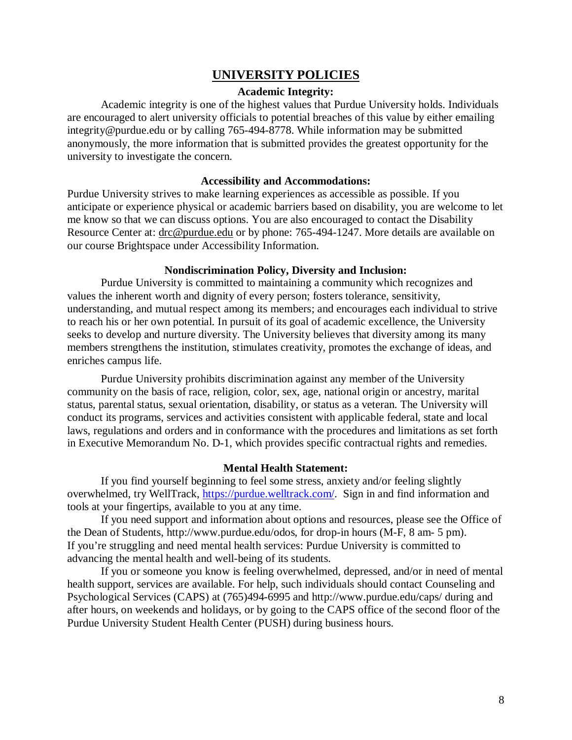# UNIVERSITY POLICIES

### Academic Integrity:

Academic integrity is one of the highest values that Purdue University holds. Individuals are encouraged to alert university officials to potential breaches of this value by either emailing integrity@purdue.edu or by calling 765-494-8778. While information may be submitted anonymously, the more information that is submitted provides the greatest opportunity for the university to investigate the concern.

### Accessibility and Accommodations:

Purdue University strives to make learning experiences as accessible as possible. If you anticipate or experience physical or academic barriers based on disability, you are welcome to let me know so that we can discuss options. You are also encouraged to contact the Disability Resource Center at: drc@purdue.edu or by phone: 765-494-1247. More details are available on our course Brightspace under Accessibility Information.

### Nondiscrimination Policy, Diversity and Inclusion:

Purdue University is committed to maintaining a community which recognizes and values the inherent worth and dignity of every person; fosters tolerance, sensitivity, understanding, and mutual respect among its members; and encourages each individual to strive to reach his or her own potential. In pursuit of its goal of academic excellence, the University seeks to develop and nurture diversity. The University believes that diversity among its many members strengthens the institution, stimulates creativity, promotes the exchange of ideas, and enriches campus life.

Purdue University prohibits discrimination against any member of the University community on the basis of race, religion, color, sex, age, national origin or ancestry, marital status, parental status, sexual orientation, disability, or status as a veteran. The University will conduct its programs, services and activities consistent with applicable federal, state and local laws, regulations and orders and in conformance with the procedures and limitations as set forth in Executive Memorandum No. D-1, which provides specific contractual rights and remedies.

### Mental Health Statement:

If you find yourself beginning to feel some stress, anxiety and/or feeling slightly overwhelmed, try WellTrack, https://purdue.welltrack.com/. Sign in and find information and tools at your fingertips, available to you at any time.

If you need support and information about options and resources, please see the Office of the Dean of Students, http://www.purdue.edu/odos, for drop-in hours (M-F, 8 am- 5 pm). If you're struggling and need mental health services: Purdue University is committed to advancing the mental health and well-being of its students.

If you or someone you know is feeling overwhelmed, depressed, and/or in need of mental health support, services are available. For help, such individuals should contact Counseling and Psychological Services (CAPS) at (765)494-6995 and http://www.purdue.edu/caps/ during and after hours, on weekends and holidays, or by going to the CAPS office of the second floor of the Purdue University Student Health Center (PUSH) during business hours.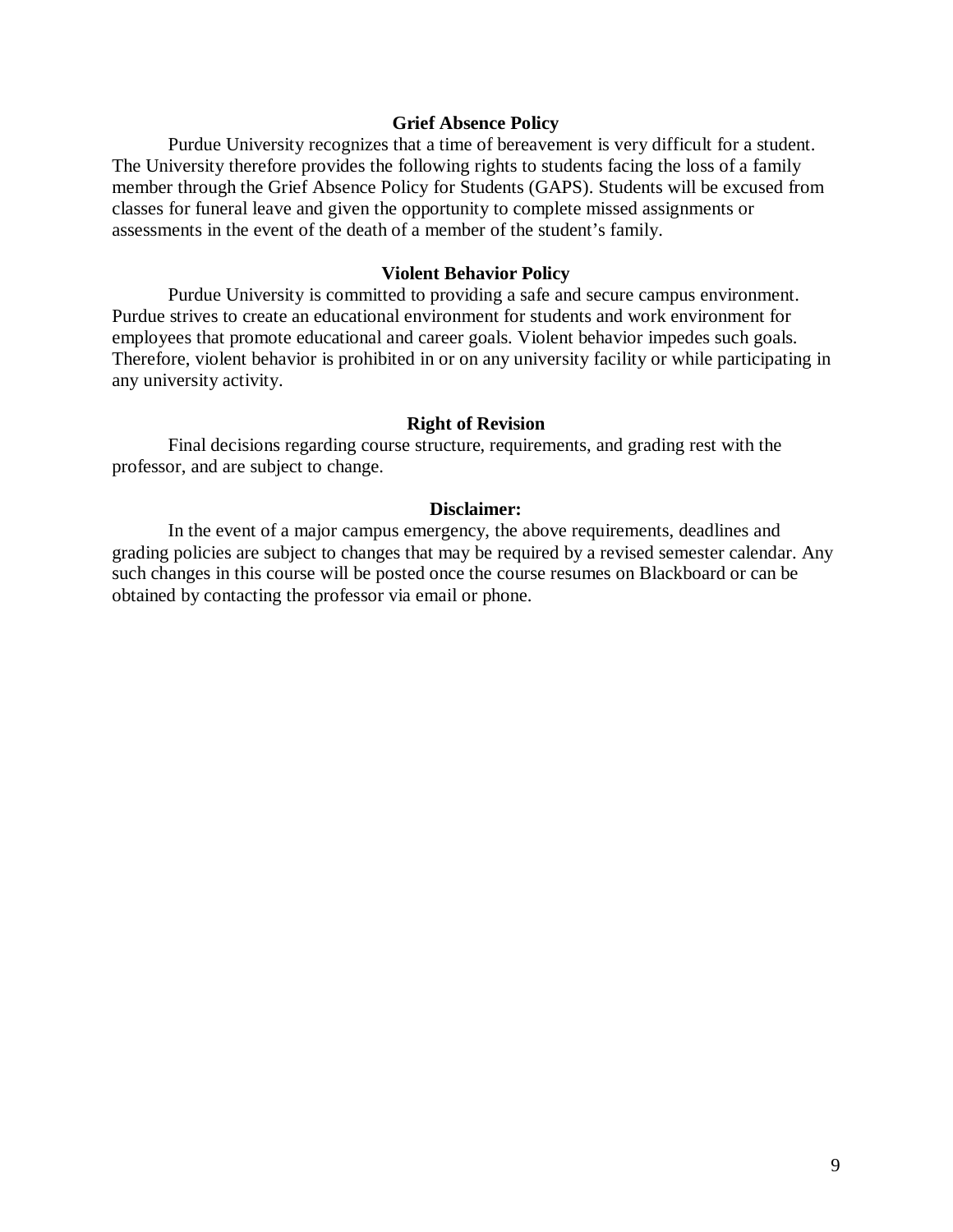### Grief Absence Policy

Purdue University recognizes that a time of bereavement is very difficult for a student. The University therefore provides the following rights to students facing the loss of a family member through the Grief Absence Policy for Students (GAPS). Students will be excused from classes for funeral leave and given the opportunity to complete missed assignments or assessments in the event of the death of a member of the student's family.

### Violent Behavior Policy

Purdue University is committed to providing a safe and secure campus environment. Purdue strives to create an educational environment for students and work environment for employees that promote educational and career goals. Violent behavior impedes such goals. Therefore, violent behavior is prohibited in or on any university facility or while participating in any university activity.

### Right of Revision

Final decisions regarding course structure, requirements, and grading rest with the professor, and are subject to change.

### Disclaimer:

In the event of a major campus emergency, the above requirements, deadlines and grading policies are subject to changes that may be required by a revised semester calendar. Any such changes in this course will be posted once the course resumes on Blackboard or can be obtained by contacting the professor via email or phone.